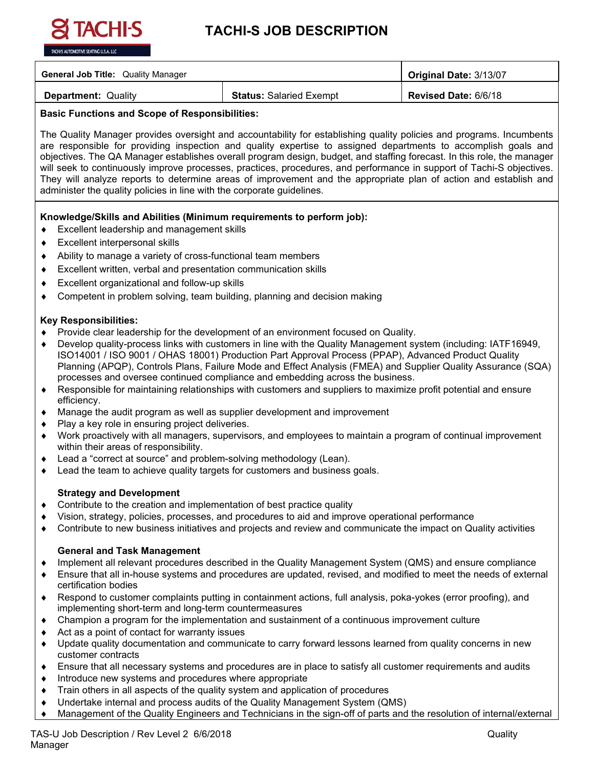# TACHI-S JOB DESCRIPTION

TACHI-S AUTOMOTIVE SEATING U.S.A. LLC

| General Job Title: Quality Manager | | Original Date: 3/13/07 |
|---|---|---|
| **Department:** Quality | **Status:** Salaried Exempt | **Revised Date:** 6/6/18 |

**Basic Functions and Scope of Responsibilities:**

The Quality Manager provides oversight and accountability for establishing quality policies and programs. Incumbents are responsible for providing inspection and quality expertise to assigned departments to accomplish goals and objectives. The QA Manager establishes overall program design, budget, and staffing forecast. In this role, the manager will seek to continuously improve processes, practices, procedures, and performance in support of Tachi-S objectives. They will analyze reports to determine areas of improvement and the appropriate plan of action and establish and administer the quality policies in line with the corporate guidelines.

**Knowledge/Skills and Abilities (Minimum requirements to perform job):**

- Excellent leadership and management skills
- Excellent interpersonal skills
- Ability to manage a variety of cross-functional team members
- Excellent written, verbal and presentation communication skills
- Excellent organizational and follow-up skills
- Competent in problem solving, team building, planning and decision making

**Key Responsibilities:**

- Provide clear leadership for the development of an environment focused on Quality.
- Develop quality-process links with customers in line with the Quality Management system (including: IATF16949, ISO14001 / ISO 9001 / OHAS 18001) Production Part Approval Process (PPAP), Advanced Product Quality Planning (APQP), Controls Plans, Failure Mode and Effect Analysis (FMEA) and Supplier Quality Assurance (SQA) processes and oversee continued compliance and embedding across the business.
- Responsible for maintaining relationships with customers and suppliers to maximize profit potential and ensure efficiency.
- Manage the audit program as well as supplier development and improvement
- Play a key role in ensuring project deliveries.
- Work proactively with all managers, supervisors, and employees to maintain a program of continual improvement within their areas of responsibility.
- Lead a "correct at source" and problem-solving methodology (Lean).
- Lead the team to achieve quality targets for customers and business goals.

**Strategy and Development**

- Contribute to the creation and implementation of best practice quality
- Vision, strategy, policies, processes, and procedures to aid and improve operational performance
- Contribute to new business initiatives and projects and review and communicate the impact on Quality activities

**General and Task Management**

- Implement all relevant procedures described in the Quality Management System (QMS) and ensure compliance
- Ensure that all in-house systems and procedures are updated, revised, and modified to meet the needs of external certification bodies
- Respond to customer complaints putting in containment actions, full analysis, poka-yokes (error proofing), and implementing short-term and long-term countermeasures
- Champion a program for the implementation and sustainment of a continuous improvement culture
- Act as a point of contact for warranty issues
- Update quality documentation and communicate to carry forward lessons learned from quality concerns in new customer contracts
- Ensure that all necessary systems and procedures are in place to satisfy all customer requirements and audits
- Introduce new systems and procedures where appropriate
- Train others in all aspects of the quality system and application of procedures
- Undertake internal and process audits of the Quality Management System (QMS)
- Management of the Quality Engineers and Technicians in the sign-off of parts and the resolution of internal/external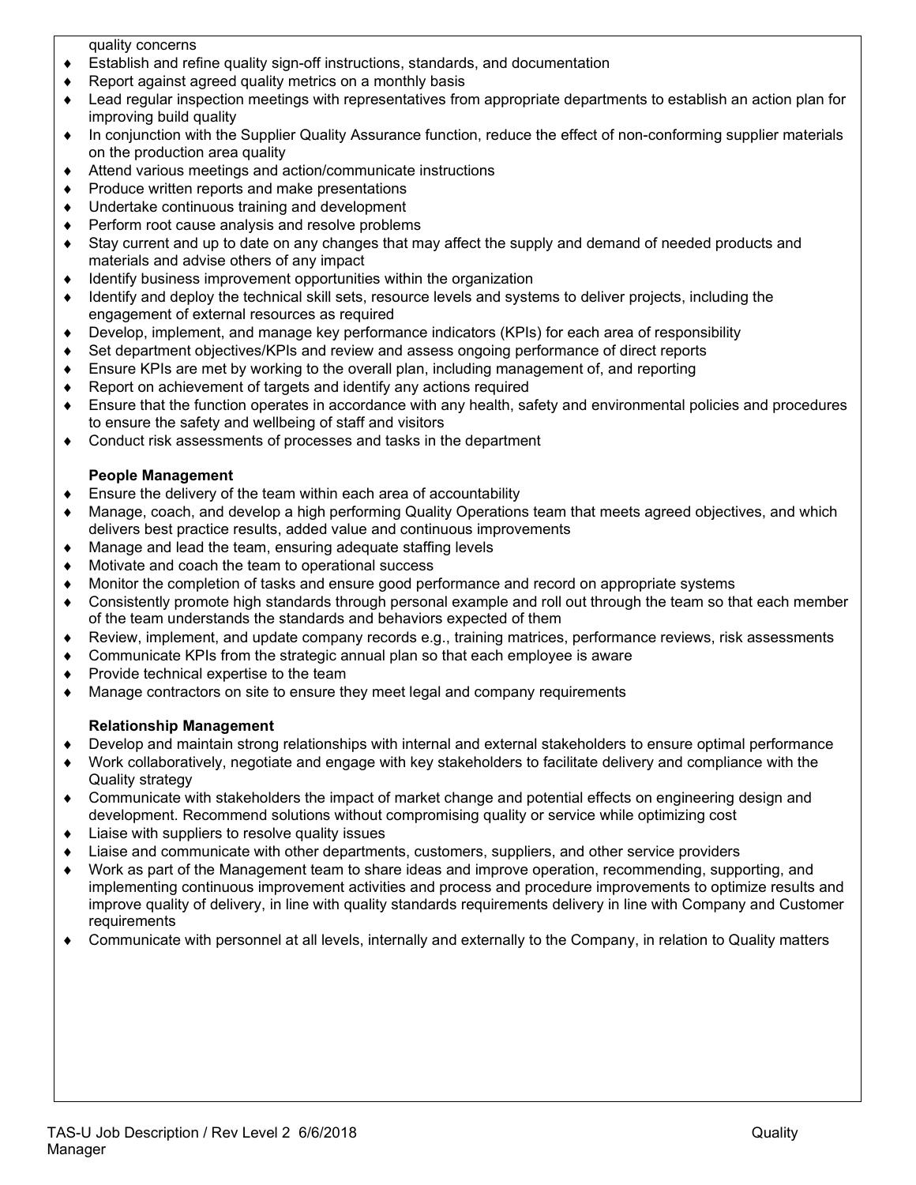quality concerns

- Establish and refine quality sign-off instructions, standards, and documentation
- Report against agreed quality metrics on a monthly basis
- Lead regular inspection meetings with representatives from appropriate departments to establish an action plan for improving build quality
- In conjunction with the Supplier Quality Assurance function, reduce the effect of non-conforming supplier materials on the production area quality
- Attend various meetings and action/communicate instructions
- Produce written reports and make presentations
- Undertake continuous training and development
- Perform root cause analysis and resolve problems
- Stay current and up to date on any changes that may affect the supply and demand of needed products and materials and advise others of any impact
- Identify business improvement opportunities within the organization
- Identify and deploy the technical skill sets, resource levels and systems to deliver projects, including the engagement of external resources as required
- Develop, implement, and manage key performance indicators (KPIs) for each area of responsibility
- Set department objectives/KPIs and review and assess ongoing performance of direct reports
- Ensure KPIs are met by working to the overall plan, including management of, and reporting
- Report on achievement of targets and identify any actions required
- Ensure that the function operates in accordance with any health, safety and environmental policies and procedures to ensure the safety and wellbeing of staff and visitors
- Conduct risk assessments of processes and tasks in the department

**People Management**

- Ensure the delivery of the team within each area of accountability
- Manage, coach, and develop a high performing Quality Operations team that meets agreed objectives, and which delivers best practice results, added value and continuous improvements
- Manage and lead the team, ensuring adequate staffing levels
- Motivate and coach the team to operational success
- Monitor the completion of tasks and ensure good performance and record on appropriate systems
- Consistently promote high standards through personal example and roll out through the team so that each member of the team understands the standards and behaviors expected of them
- Review, implement, and update company records e.g., training matrices, performance reviews, risk assessments
- Communicate KPIs from the strategic annual plan so that each employee is aware
- Provide technical expertise to the team
- Manage contractors on site to ensure they meet legal and company requirements

**Relationship Management**

- Develop and maintain strong relationships with internal and external stakeholders to ensure optimal performance
- Work collaboratively, negotiate and engage with key stakeholders to facilitate delivery and compliance with the Quality strategy
- Communicate with stakeholders the impact of market change and potential effects on engineering design and development. Recommend solutions without compromising quality or service while optimizing cost
- Liaise with suppliers to resolve quality issues
- Liaise and communicate with other departments, customers, suppliers, and other service providers
- Work as part of the Management team to share ideas and improve operation, recommending, supporting, and implementing continuous improvement activities and process and procedure improvements to optimize results and improve quality of delivery, in line with quality standards requirements delivery in line with Company and Customer requirements
- Communicate with personnel at all levels, internally and externally to the Company, in relation to Quality matters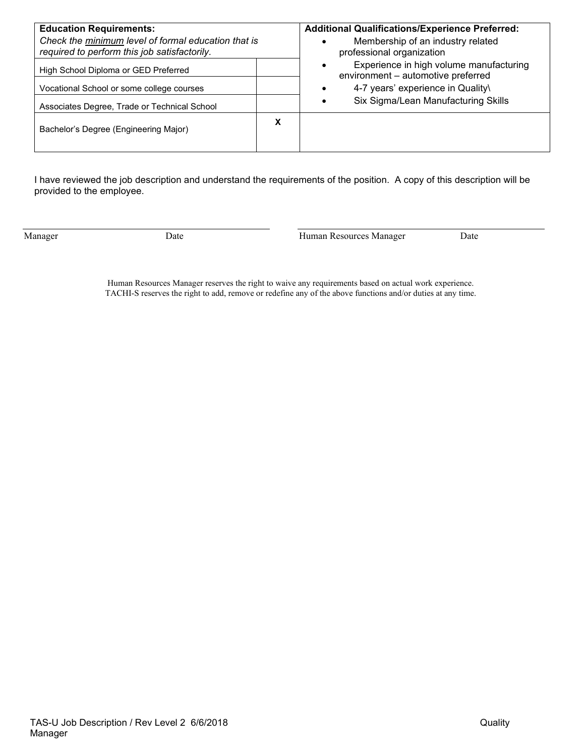| Education Requirements:<br>*Check the minimum level of formal education that is required to perform this job satisfactorily.* | | Additional Qualifications/Experience Preferred: |
|---|---|---|
| High School Diploma or GED Preferred | | • Membership of an industry related professional organization<br>• Experience in high volume manufacturing environment – automotive preferred<br>• 4-7 years' experience in Quality\<br>• Six Sigma/Lean Manufacturing Skills |
| Vocational School or some college courses | | |
| Associates Degree, Trade or Technical School | | |
| Bachelor's Degree (Engineering Major) | X | |

I have reviewed the job description and understand the requirements of the position. A copy of this description will be provided to the employee.

Manager Date

Human Resources Manager Date

Human Resources Manager reserves the right to waive any requirements based on actual work experience.
TACHI-S reserves the right to add, remove or redefine any of the above functions and/or duties at any time.